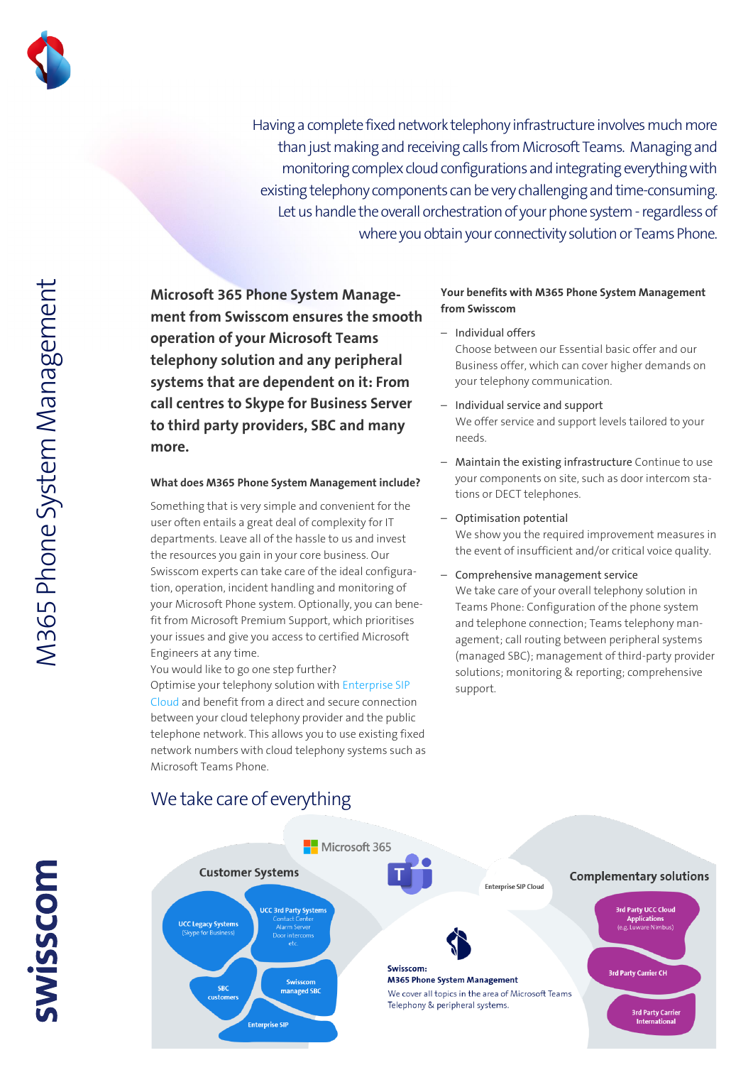# M365 Phone System Management

Having a complete fixed network telephony infrastructure involves much more than just making and receiving calls from Microsoft Teams. Managing and monitoring complex cloud configurations and integrating everything with existing telephony components can be very challenging and time-consuming. Let us handle the overall orchestration of your phone system - regardless of where you obtain your connectivity solution or Teams Phone.

**Microsoft 365 Phone System Management from Swisscom ensures the smooth operation of your Microsoft Teams telephony solution and any peripheral systems that are dependent on it: From call centres to Skype for Business Server to third party providers, SBC and many more.**

### What does M365 Phone System Management include?

Something that is very simple and convenient for the user often entails a great deal of complexity for IT departments. Leave all of the hassle to us and invest the resources you gain in your core business. Our Swisscom experts can take care of the ideal configuration, operation, incident handling and monitoring of your Microsoft Phone system. Optionally, you can benefit from Microsoft Premium Support, which prioritises your issues and give you access to certified Microsoft Engineers at any time.
You would like to go one step further?
Optimise your telephony solution with Enterprise SIP Cloud and benefit from a direct and secure connection between your cloud telephony provider and the public telephone network. This allows you to use existing fixed network numbers with cloud telephony systems such as Microsoft Teams Phone.

### Your benefits with M365 Phone System Management from Swisscom

- Individual offers
  Choose between our Essential basic offer and our Business offer, which can cover higher demands on your telephony communication.
- Individual service and support
  We offer service and support levels tailored to your needs.
- Maintain the existing infrastructure Continue to use your components on site, such as door intercom stations or DECT telephones.
- Optimisation potential
  We show you the required improvement measures in the event of insufficient and/or critical voice quality.
- Comprehensive management service
  We take care of your overall telephony solution in Teams Phone: Configuration of the phone system and telephone connection; Teams telephony management; call routing between peripheral systems (managed SBC); management of third-party provider solutions; monitoring & reporting; comprehensive support.

## We take care of everything

Microsoft 365

**Customer Systems**

- UCC Legacy Systems (Skype for Business)
- UCC 3rd Party Systems: Contact Center, Alarm Server, Door intercoms, etc.
- SBC customers
- Swisscom managed SBC
- Enterprise SIP

Enterprise SIP Cloud

**Swisscom: M365 Phone System Management**
We cover all topics in the area of Microsoft Teams Telephony & peripheral systems.

**Complementary solutions**

- 3rd Party UCC Cloud Applications (e.g. Luware Nimbus)
- 3rd Party Carrier CH
- 3rd Party Carrier International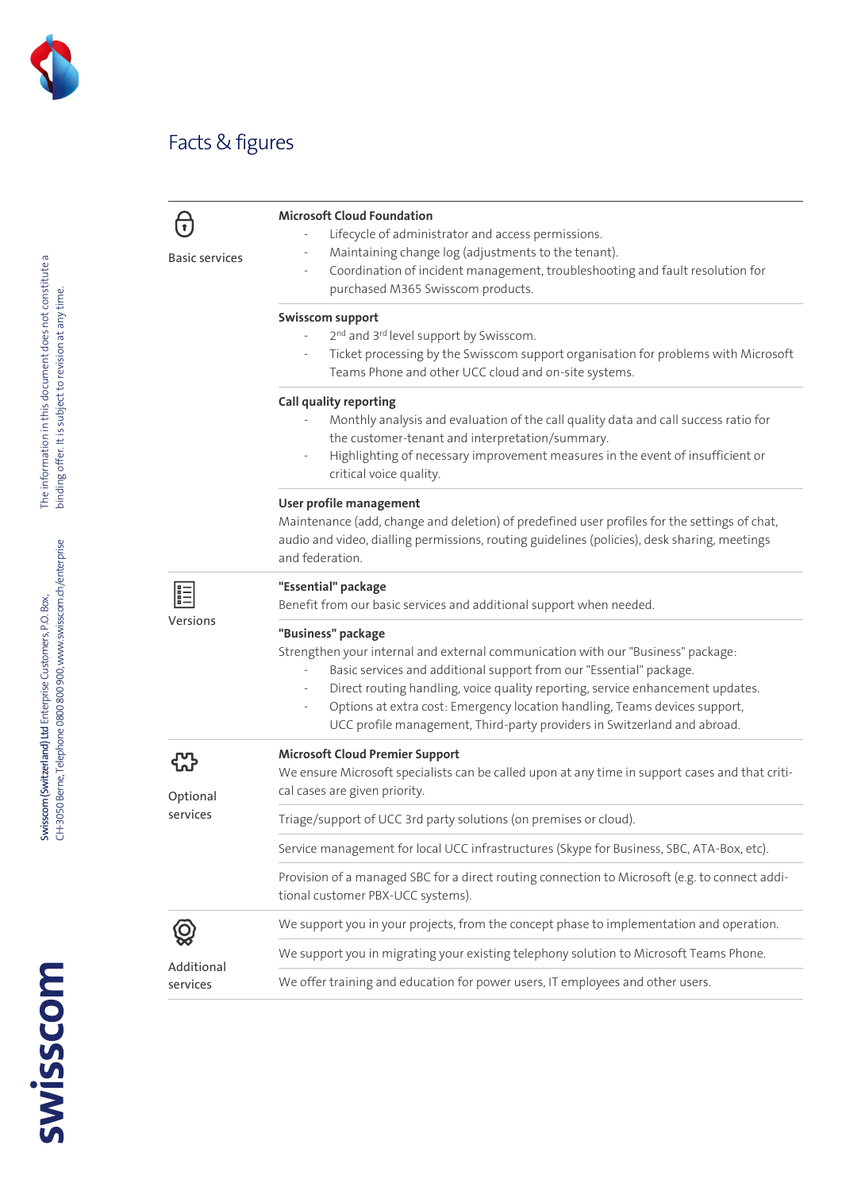# Facts & figures

## Basic services

**Microsoft Cloud Foundation**

- Lifecycle of administrator and access permissions.
- Maintaining change log (adjustments to the tenant).
- Coordination of incident management, troubleshooting and fault resolution for purchased M365 Swisscom products.

**Swisscom support**

- 2nd and 3rd level support by Swisscom.
- Ticket processing by the Swisscom support organisation for problems with Microsoft Teams Phone and other UCC cloud and on-site systems.

**Call quality reporting**

- Monthly analysis and evaluation of the call quality data and call success ratio for the customer-tenant and interpretation/summary.
- Highlighting of necessary improvement measures in the event of insufficient or critical voice quality.

**User profile management**

Maintenance (add, change and deletion) of predefined user profiles for the settings of chat, audio and video, dialling permissions, routing guidelines (policies), desk sharing, meetings and federation.

## Versions

**"Essential" package**

Benefit from our basic services and additional support when needed.

**"Business" package**

Strengthen your internal and external communication with our "Business" package:

- Basic services and additional support from our "Essential" package.
- Direct routing handling, voice quality reporting, service enhancement updates.
- Options at extra cost: Emergency location handling, Teams devices support, UCC profile management, Third-party providers in Switzerland and abroad.

## Optional services

**Microsoft Cloud Premier Support**

We ensure Microsoft specialists can be called upon at any time in support cases and that critical cases are given priority.

Triage/support of UCC 3rd party solutions (on premises or cloud).

Service management for local UCC infrastructures (Skype for Business, SBC, ATA-Box, etc).

Provision of a managed SBC for a direct routing connection to Microsoft (e.g. to connect additional customer PBX-UCC systems).

## Additional services

We support you in your projects, from the concept phase to implementation and operation.

We support you in migrating your existing telephony solution to Microsoft Teams Phone.

We offer training and education for power users, IT employees and other users.

The information in this document does not constitute a binding offer. It is subject to revision at any time.

Swisscom (Switzerland) Ltd Enterprise Customers, P.O. Box, CH-3050 Berne, Telephone 0800 800 900, www.swisscom.ch/enterprise